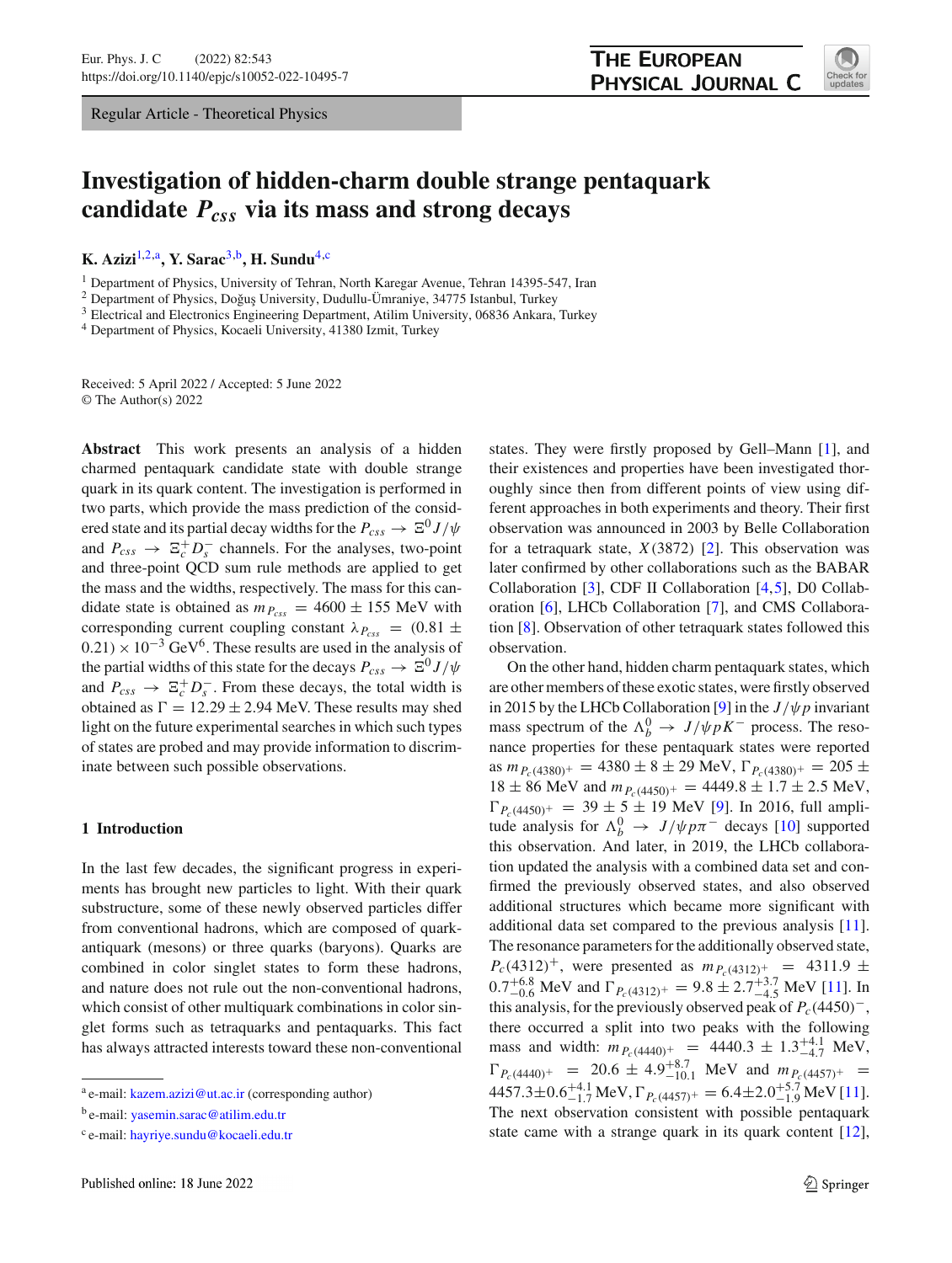Regular Article - Theoretical Physics

# Investigation of hidden-charm double strange pentaquark candidate $P_{css}$ via its mass and strong decays

**K. Azizi**[1,2,a], **Y. Sarac**[3,b], **H. Sundu**[4,c]

[1] Department of Physics, University of Tehran, North Karegar Avenue, Tehran 14395-547, Iran
[2] Department of Physics, Doğuş University, Dudullu-Ümraniye, 34775 Istanbul, Turkey
[3] Electrical and Electronics Engineering Department, Atilim University, 06836 Ankara, Turkey
[4] Department of Physics, Kocaeli University, 41380 Izmit, Turkey

Received: 5 April 2022 / Accepted: 5 June 2022
© The Author(s) 2022

**Abstract** This work presents an analysis of a hidden charmed pentaquark candidate state with double strange quark in its quark content. The investigation is performed in two parts, which provide the mass prediction of the considered state and its partial decay widths for the $P_{css} \to \Xi^0 J/\psi$ and $P_{css} \to \Xi_c^+ D_s^-$ channels. For the analyses, two-point and three-point QCD sum rule methods are applied to get the mass and the widths, respectively. The mass for this candidate state is obtained as $m_{P_{css}} = 4600 \pm 155$ MeV with corresponding current coupling constant $\lambda_{P_{css}} = (0.81 \pm 0.21) \times 10^{-3}$ GeV$^6$. These results are used in the analysis of the partial widths of this state for the decays $P_{css} \to \Xi^0 J/\psi$ and $P_{css} \to \Xi_c^+ D_s^-$. From these decays, the total width is obtained as $\Gamma = 12.29 \pm 2.94$ MeV. These results may shed light on the future experimental searches in which such types of states are probed and may provide information to discriminate between such possible observations.

## 1 Introduction

In the last few decades, the significant progress in experiments has brought new particles to light. With their quark substructure, some of these newly observed particles differ from conventional hadrons, which are composed of quark-antiquark (mesons) or three quarks (baryons). Quarks are combined in color singlet states to form these hadrons, and nature does not rule out the non-conventional hadrons, which consist of other multiquark combinations in color singlet forms such as tetraquarks and pentaquarks. This fact has always attracted interests toward these non-conventional states. They were firstly proposed by Gell-Mann [1], and their existences and properties have been investigated thoroughly since then from different points of view using different approaches in both experiments and theory. Their first observation was announced in 2003 by Belle Collaboration for a tetraquark state, $X(3872)$ [2]. This observation was later confirmed by other collaborations such as the BABAR Collaboration [3], CDF II Collaboration [4,5], D0 Collaboration [6], LHCb Collaboration [7], and CMS Collaboration [8]. Observation of other tetraquark states followed this observation.

On the other hand, hidden charm pentaquark states, which are other members of these exotic states, were firstly observed in 2015 by the LHCb Collaboration [9] in the $J/\psi p$ invariant mass spectrum of the $\Lambda_b^0 \to J/\psi p K^-$ process. The resonance properties for these pentaquark states were reported as $m_{P_c(4380)^+} = 4380 \pm 8 \pm 29$ MeV, $\Gamma_{P_c(4380)^+} = 205 \pm 18 \pm 86$ MeV and $m_{P_c(4450)^+} = 4449.8 \pm 1.7 \pm 2.5$ MeV, $\Gamma_{P_c(4450)^+} = 39 \pm 5 \pm 19$ MeV [9]. In 2016, full amplitude analysis for $\Lambda_b^0 \to J/\psi p \pi^-$ decays [10] supported this observation. And later, in 2019, the LHCb collaboration updated the analysis with a combined data set and confirmed the previously observed states, and also observed additional structures which became more significant with additional data set compared to the previous analysis [11]. The resonance parameters for the additionally observed state, $P_c(4312)^+$, were presented as $m_{P_c(4312)^+} = 4311.9 \pm 0.7^{+6.8}_{-0.6}$ MeV and $\Gamma_{P_c(4312)^+} = 9.8 \pm 2.7^{+3.7}_{-4.5}$ MeV [11]. In this analysis, for the previously observed peak of $P_c(4450)^-$, there occurred a split into two peaks with the following mass and width: $m_{P_c(4440)^+} = 4440.3 \pm 1.3^{+4.1}_{-4.7}$ MeV, $\Gamma_{P_c(4440)^+} = 20.6 \pm 4.9^{+8.7}_{-10.1}$ MeV and $m_{P_c(4457)^+} = 4457.3 \pm 0.6^{+4.1}_{-1.7}$ MeV, $\Gamma_{P_c(4457)^+} = 6.4 \pm 2.0^{+5.7}_{-1.9}$ MeV [11]. The next observation consistent with possible pentaquark state came with a strange quark in its quark content [12],

---

[a] e-mail: kazem.azizi@ut.ac.ir (corresponding author)
[b] e-mail: yasemin.sarac@atilim.edu.tr
[c] e-mail: hayriye.sundu@kocaeli.edu.tr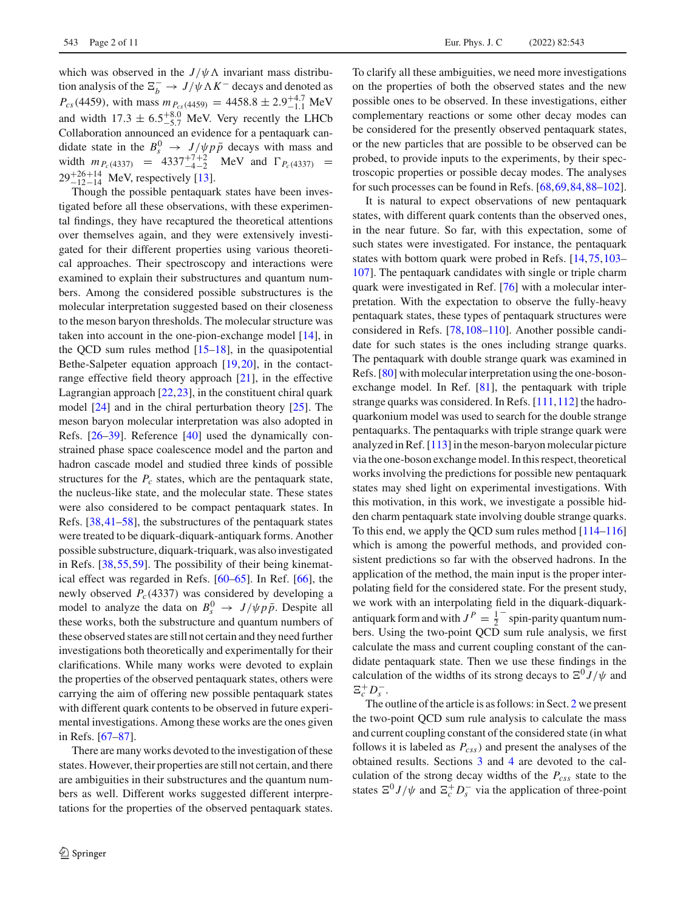which was observed in the $J/\psi\Lambda$ invariant mass distribution analysis of the $\Xi_b^- \to J/\psi\Lambda K^-$ decays and denoted as $P_{cs}(4459)$, with mass $m_{P_{cs}(4459)} = 4458.8 \pm 2.9^{+4.7}_{-1.1}$ MeV and width $17.3 \pm 6.5^{+8.0}_{-5.7}$ MeV. Very recently the LHCb Collaboration announced an evidence for a pentaquark candidate state in the $B_s^0 \to J/\psi p\bar{p}$ decays with mass and width $m_{P_c(4337)} = 4337^{+7+2}_{-4-2}$ MeV and $\Gamma_{P_c(4337)} = 29^{+26+14}_{-12-14}$ MeV, respectively [13].

Though the possible pentaquark states have been investigated before all these observations, with these experimental findings, they have recaptured the theoretical attentions over themselves again, and they were extensively investigated for their different properties using various theoretical approaches. Their spectroscopy and interactions were examined to explain their substructures and quantum numbers. Among the considered possible substructures is the molecular interpretation suggested based on their closeness to the meson baryon thresholds. The molecular structure was taken into account in the one-pion-exchange model [14], in the QCD sum rules method [15–18], in the quasipotential Bethe-Salpeter equation approach [19,20], in the contact-range effective field theory approach [21], in the effective Lagrangian approach [22,23], in the constituent chiral quark model [24] and in the chiral perturbation theory [25]. The meson baryon molecular interpretation was also adopted in Refs. [26–39]. Reference [40] used the dynamically constrained phase space coalescence model and the parton and hadron cascade model and studied three kinds of possible structures for the $P_c$ states, which are the pentaquark state, the nucleus-like state, and the molecular state. These states were also considered to be compact pentaquark states. In Refs. [38,41–58], the substructures of the pentaquark states were treated to be diquark-diquark-antiquark forms. Another possible substructure, diquark-triquark, was also investigated in Refs. [38,55,59]. The possibility of their being kinematical effect was regarded in Refs. [60–65]. In Ref. [66], the newly observed $P_c(4337)$ was considered by developing a model to analyze the data on $B_s^0 \to J/\psi p\bar{p}$. Despite all these works, both the substructure and quantum numbers of these observed states are still not certain and they need further investigations both theoretically and experimentally for their clarifications. While many works were devoted to explain the properties of the observed pentaquark states, others were carrying the aim of offering new possible pentaquark states with different quark contents to be observed in future experimental investigations. Among these works are the ones given in Refs. [67–87].

There are many works devoted to the investigation of these states. However, their properties are still not certain, and there are ambiguities in their substructures and the quantum numbers as well. Different works suggested different interpretations for the properties of the observed pentaquark states. To clarify all these ambiguities, we need more investigations on the properties of both the observed states and the new possible ones to be observed. In these investigations, either complementary reactions or some other decay modes can be considered for the presently observed pentaquark states, or the new particles that are possible to be observed can be probed, to provide inputs to the experiments, by their spectroscopic properties or possible decay modes. The analyses for such processes can be found in Refs. [68,69,84,88–102].

It is natural to expect observations of new pentaquark states, with different quark contents than the observed ones, in the near future. So far, with this expectation, some of such states were investigated. For instance, the pentaquark states with bottom quark were probed in Refs. [14,75,103–107]. The pentaquark candidates with single or triple charm quark were investigated in Ref. [76] with a molecular interpretation. With the expectation to observe the fully-heavy pentaquark states, these types of pentaquark structures were considered in Refs. [78,108–110]. Another possible candidate for such states is the ones including strange quarks. The pentaquark with double strange quark was examined in Refs. [80] with molecular interpretation using the one-boson-exchange model. In Ref. [81], the pentaquark with triple strange quarks was considered. In Refs. [111,112] the hadro-quarkonium model was used to search for the double strange pentaquarks. The pentaquarks with triple strange quark were analyzed in Ref. [113] in the meson-baryon molecular picture via the one-boson exchange model. In this respect, theoretical works involving the predictions for possible new pentaquark states may shed light on experimental investigations. With this motivation, in this work, we investigate a possible hidden charm pentaquark state involving double strange quarks. To this end, we apply the QCD sum rules method [114–116] which is among the powerful methods, and consistent predictions so far with the observed hadrons. In the application of the method, the main input is the proper interpolating field for the considered state. For the present study, we work with an interpolating field in the diquark-diquark-antiquark form and with $J^P = \frac{1}{2}^-$ spin-parity quantum numbers. Using the two-point QCD sum rule analysis, we first calculate the mass and current coupling constant of the candidate pentaquark state. Then we use these findings in the calculation of the widths of its strong decays to $\Xi^0 J/\psi$ and $\Xi_c^+ D_s^-$.

The outline of the article is as follows: in Sect. 2 we present the two-point QCD sum rule analysis to calculate the mass and current coupling constant of the considered state (in what follows it is labeled as $P_{css}$) and present the analyses of the obtained results. Sections 3 and 4 are devoted to the calculation of the strong decay widths of the $P_{css}$ state to the states $\Xi^0 J/\psi$ and $\Xi_c^+ D_s^-$ via the application of three-point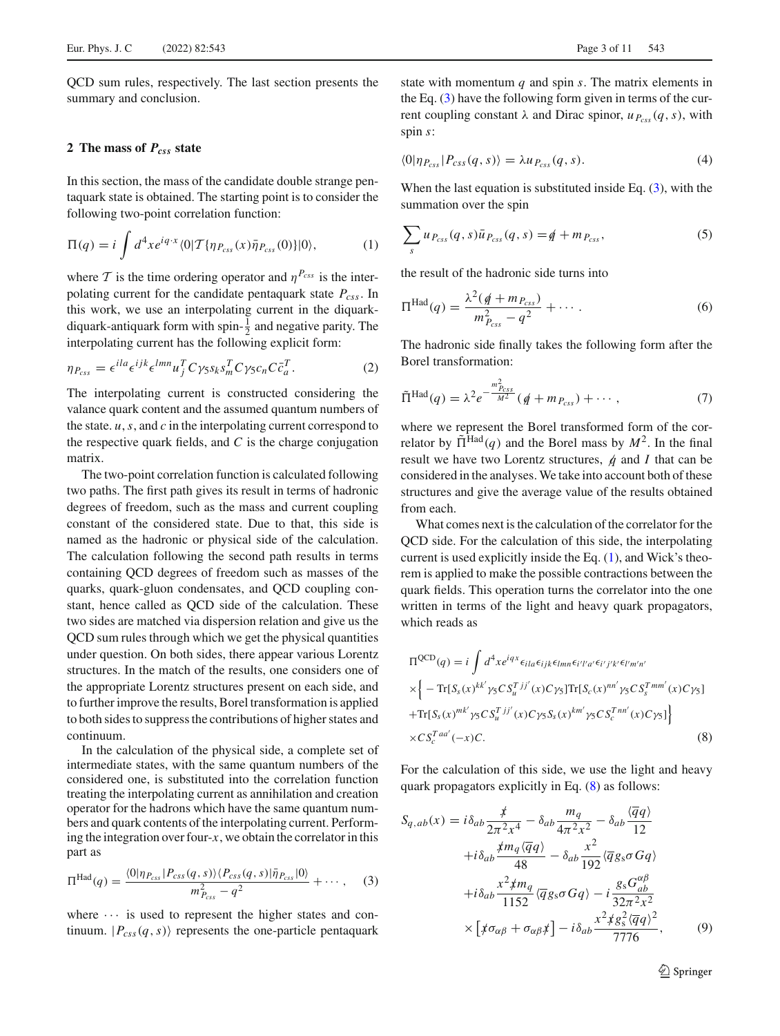QCD sum rules, respectively. The last section presents the summary and conclusion.

## 2 The mass of $P_{css}$ state

In this section, the mass of the candidate double strange pentaquark state is obtained. The starting point is to consider the following two-point correlation function:

$$\Pi(q) = i\int d^4x e^{iq\cdot x}\langle 0|\mathcal{T}\{\eta_{P_{css}}(x)\bar{\eta}_{P_{css}}(0)\}|0\rangle, \tag{1}$$

where $\mathcal{T}$ is the time ordering operator and $\eta^{P_{css}}$ is the interpolating current for the candidate pentaquark state $P_{css}$. In this work, we use an interpolating current in the diquark-diquark-antiquark form with spin-$\frac{1}{2}$ and negative parity. The interpolating current has the following explicit form:

$$\eta_{P_{css}} = \epsilon^{ila}\epsilon^{ijk}\epsilon^{lmn}u_j^T C\gamma_5 s_k s_m^T C\gamma_5 c_n C\bar{c}_a^T. \tag{2}$$

The interpolating current is constructed considering the valance quark content and the assumed quantum numbers of the state. $u$, $s$, and $c$ in the interpolating current correspond to the respective quark fields, and $C$ is the charge conjugation matrix.

The two-point correlation function is calculated following two paths. The first path gives its result in terms of hadronic degrees of freedom, such as the mass and current coupling constant of the considered state. Due to that, this side is named as the hadronic or physical side of the calculation. The calculation following the second path results in terms containing QCD degrees of freedom such as masses of the quarks, quark-gluon condensates, and QCD coupling constant, hence called as QCD side of the calculation. These two sides are matched via dispersion relation and give us the QCD sum rules through which we get the physical quantities under question. On both sides, there appear various Lorentz structures. In the match of the results, one considers one of the appropriate Lorentz structures present on each side, and to further improve the results, Borel transformation is applied to both sides to suppress the contributions of higher states and continuum.

In the calculation of the physical side, a complete set of intermediate states, with the same quantum numbers of the considered one, is substituted into the correlation function treating the interpolating current as annihilation and creation operator for the hadrons which have the same quantum numbers and quark contents of the interpolating current. Performing the integration over four-$x$, we obtain the correlator in this part as

$$\Pi^{\text{Had}}(q) = \frac{\langle 0|\eta_{P_{css}}|P_{css}(q,s)\rangle\langle P_{css}(q,s)|\bar{\eta}_{P_{css}}|0\rangle}{m_{P_{css}}^2 - q^2} + \cdots, \tag{3}$$

where $\cdots$ is used to represent the higher states and continuum. $|P_{css}(q,s)\rangle$ represents the one-particle pentaquark state with momentum $q$ and spin $s$. The matrix elements in the Eq. (3) have the following form given in terms of the current coupling constant $\lambda$ and Dirac spinor, $u_{P_{css}}(q,s)$, with spin $s$:

$$\langle 0|\eta_{P_{css}}|P_{css}(q,s)\rangle = \lambda u_{P_{css}}(q,s). \tag{4}$$

When the last equation is substituted inside Eq. (3), with the summation over the spin

$$\sum_s u_{P_{css}}(q,s)\bar{u}_{P_{css}}(q,s) = \not{q} + m_{P_{css}}, \tag{5}$$

the result of the hadronic side turns into

$$\Pi^{\text{Had}}(q) = \frac{\lambda^2(\not{q} + m_{P_{css}})}{m_{P_{css}}^2 - q^2} + \cdots. \tag{6}$$

The hadronic side finally takes the following form after the Borel transformation:

$$\tilde{\Pi}^{\text{Had}}(q) = \lambda^2 e^{-\frac{m_{P_{css}}^2}{M^2}}(\not{q} + m_{P_{css}}) + \cdots, \tag{7}$$

where we represent the Borel transformed form of the correlator by $\tilde{\Pi}^{\text{Had}}(q)$ and the Borel mass by $M^2$. In the final result we have two Lorentz structures, $\not{q}$ and $I$ that can be considered in the analyses. We take into account both of these structures and give the average value of the results obtained from each.

What comes next is the calculation of the correlator for the QCD side. For the calculation of this side, the interpolating current is used explicitly inside the Eq. (1), and Wick's theorem is applied to make the possible contractions between the quark fields. This operation turns the correlator into the one written in terms of the light and heavy quark propagators, which reads as

$$\begin{aligned}
\Pi^{\text{QCD}}(q) &= i\int d^4x e^{iqx}\epsilon_{ila}\epsilon_{ijk}\epsilon_{lmn}\epsilon_{i'l'a'}\epsilon_{i'j'k'}\epsilon_{l'm'n'} \\
&\times\Big\{-\text{Tr}[S_s(x)^{kk'}\gamma_5 C S_u^{T\,jj'}(x)C\gamma_5]\text{Tr}[S_c(x)^{nn'}\gamma_5 C S_s^{T\,mm'}(x)C\gamma_5] \\
&+\text{Tr}[S_s(x)^{mk'}\gamma_5 C S_u^{T\,jj'}(x)C\gamma_5 S_s(x)^{km'}\gamma_5 C S_c^{T\,nn'}(x)C\gamma_5]\Big\} \\
&\times C S_c^{T\,aa'}(-x)C.
\end{aligned} \tag{8}$$

For the calculation of this side, we use the light and heavy quark propagators explicitly in Eq. (8) as follows:

$$\begin{aligned}
S_{q,ab}(x) &= i\delta_{ab}\frac{\not{x}}{2\pi^2x^4} - \delta_{ab}\frac{m_q}{4\pi^2x^2} - \delta_{ab}\frac{\langle\bar{q}q\rangle}{12} \\
&+ i\delta_{ab}\frac{\not{x}m_q\langle\bar{q}q\rangle}{48} - \delta_{ab}\frac{x^2}{192}\langle\bar{q}g_s\sigma Gq\rangle \\
&+ i\delta_{ab}\frac{x^2\not{x}m_q}{1152}\langle\bar{q}g_s\sigma Gq\rangle - i\frac{g_s G_{ab}^{\alpha\beta}}{32\pi^2x^2} \\
&\times\left[\not{x}\sigma_{\alpha\beta} + \sigma_{\alpha\beta}\not{x}\right] - i\delta_{ab}\frac{x^2\not{x}g_s^2\langle\bar{q}q\rangle^2}{7776},
\end{aligned} \tag{9}$$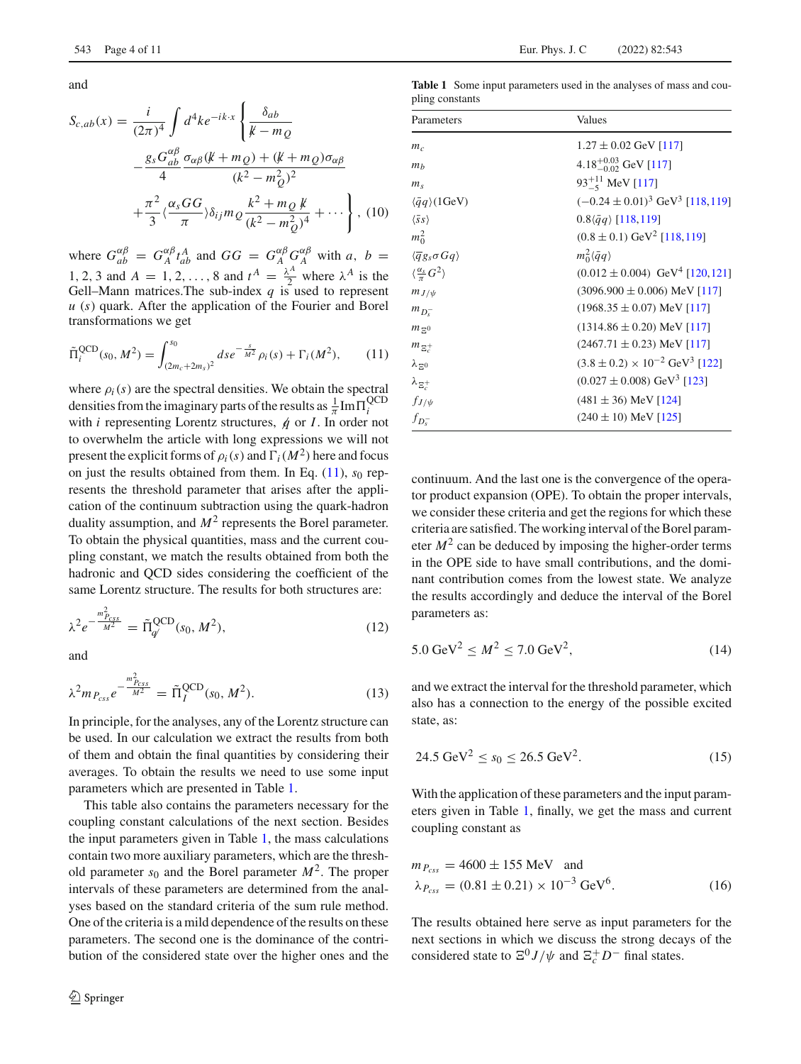and

$$S_{c,ab}(x) = \frac{i}{(2\pi)^4} \int d^4k e^{-ik\cdot x} \left\{ \frac{\delta_{ab}}{\not{k} - m_Q} - \frac{g_s G_{ab}^{\alpha\beta}}{4} \frac{\sigma_{\alpha\beta}(\not{k} + m_Q) + (\not{k} + m_Q)\sigma_{\alpha\beta}}{(k^2 - m_Q^2)^2} + \frac{\pi^2}{3} \langle \frac{\alpha_s GG}{\pi} \rangle \delta_{ij} m_Q \frac{k^2 + m_Q \not{k}}{(k^2 - m_Q^2)^4} + \cdots \right\}, \quad (10)$$

where $G_{ab}^{\alpha\beta} = G_A^{\alpha\beta} t_{ab}^A$ and $GG = G_A^{\alpha\beta} G_A^{\alpha\beta}$ with $a, b = 1, 2, 3$ and $A = 1, 2, \ldots, 8$ and $t^A = \frac{\lambda^A}{2}$ where $\lambda^A$ is the Gell–Mann matrices.The sub-index $q$ is used to represent $u$ ($s$) quark. After the application of the Fourier and Borel transformations we get

$$\tilde{\Pi}_i^{\rm QCD}(s_0, M^2) = \int_{(2m_c+2m_s)^2}^{s_0} ds e^{-\frac{s}{M^2}} \rho_i(s) + \Gamma_i(M^2), \quad (11)$$

where $\rho_i(s)$ are the spectral densities. We obtain the spectral densities from the imaginary parts of the results as $\frac{1}{\pi}{\rm Im}\Pi_i^{\rm QCD}$ with $i$ representing Lorentz structures, $\not{q}$ or $I$. In order not to overwhelm the article with long expressions we will not present the explicit forms of $\rho_i(s)$ and $\Gamma_i(M^2)$ here and focus on just the results obtained from them. In Eq. (11), $s_0$ represents the threshold parameter that arises after the application of the continuum subtraction using the quark-hadron duality assumption, and $M^2$ represents the Borel parameter. To obtain the physical quantities, mass and the current coupling constant, we match the results obtained from both the hadronic and QCD sides considering the coefficient of the same Lorentz structure. The results for both structures are:

$$\lambda^2 e^{-\frac{m_{P_{css}}^2}{M^2}} = \tilde{\Pi}_{\not{q}}^{\rm QCD}(s_0, M^2), \quad (12)$$

and

$$\lambda^2 m_{P_{css}} e^{-\frac{m_{P_{css}}^2}{M^2}} = \tilde{\Pi}_I^{\rm QCD}(s_0, M^2). \quad (13)$$

In principle, for the analyses, any of the Lorentz structure can be used. In our calculation we extract the results from both of them and obtain the final quantities by considering their averages. To obtain the results we need to use some input parameters which are presented in Table 1.

This table also contains the parameters necessary for the coupling constant calculations of the next section. Besides the input parameters given in Table 1, the mass calculations contain two more auxiliary parameters, which are the threshold parameter $s_0$ and the Borel parameter $M^2$. The proper intervals of these parameters are determined from the analyses based on the standard criteria of the sum rule method. One of the criteria is a mild dependence of the results on these parameters. The second one is the dominance of the contribution of the considered state over the higher ones and the continuum. And the last one is the convergence of the operator product expansion (OPE). To obtain the proper intervals, we consider these criteria and get the regions for which these criteria are satisfied. The working interval of the Borel parameter $M^2$ can be deduced by imposing the higher-order terms in the OPE side to have small contributions, and the dominant contribution comes from the lowest state. We analyze the results accordingly and deduce the interval of the Borel parameters as:

**Table 1** Some input parameters used in the analyses of mass and coupling constants

| Parameters | Values |
|---|---|
| $m_c$ | $1.27 \pm 0.02$ GeV [117] |
| $m_b$ | $4.18^{+0.03}_{-0.02}$ GeV [117] |
| $m_s$ | $93^{+11}_{-5}$ MeV [117] |
| $\langle \bar{q}q \rangle$(1GeV) | $(-0.24 \pm 0.01)^3$ GeV$^3$ [118,119] |
| $\langle \bar{s}s \rangle$ | $0.8\langle \bar{q}q \rangle$ [118,119] |
| $m_0^2$ | $(0.8 \pm 0.1)$ GeV$^2$ [118,119] |
| $\langle \bar{q} g_s \sigma G q \rangle$ | $m_0^2 \langle \bar{q}q \rangle$ |
| $\langle \frac{\alpha_s}{\pi} G^2 \rangle$ | $(0.012 \pm 0.004)$ GeV$^4$ [120,121] |
| $m_{J/\psi}$ | $(3096.900 \pm 0.006)$ MeV [117] |
| $m_{D_s^-}$ | $(1968.35 \pm 0.07)$ MeV [117] |
| $m_{\Xi^0}$ | $(1314.86 \pm 0.20)$ MeV [117] |
| $m_{\Xi_c^+}$ | $(2467.71 \pm 0.23)$ MeV [117] |
| $\lambda_{\Xi^0}$ | $(3.8 \pm 0.2) \times 10^{-2}$ GeV$^3$ [122] |
| $\lambda_{\Xi_c^+}$ | $(0.027 \pm 0.008)$ GeV$^3$ [123] |
| $f_{J/\psi}$ | $(481 \pm 36)$ MeV [124] |
| $f_{D_s^-}$ | $(240 \pm 10)$ MeV [125] |

$$5.0 \text{ GeV}^2 \leq M^2 \leq 7.0 \text{ GeV}^2, \quad (14)$$

and we extract the interval for the threshold parameter, which also has a connection to the energy of the possible excited state, as:

$$24.5 \text{ GeV}^2 \leq s_0 \leq 26.5 \text{ GeV}^2. \quad (15)$$

With the application of these parameters and the input parameters given in Table 1, finally, we get the mass and current coupling constant as

$$m_{P_{css}} = 4600 \pm 155 \text{ MeV} \quad \text{and}$$
$$\lambda_{P_{css}} = (0.81 \pm 0.21) \times 10^{-3} \text{ GeV}^6. \quad (16)$$

The results obtained here serve as input parameters for the next sections in which we discuss the strong decays of the considered state to $\Xi^0 J/\psi$ and $\Xi_c^+ D^-$ final states.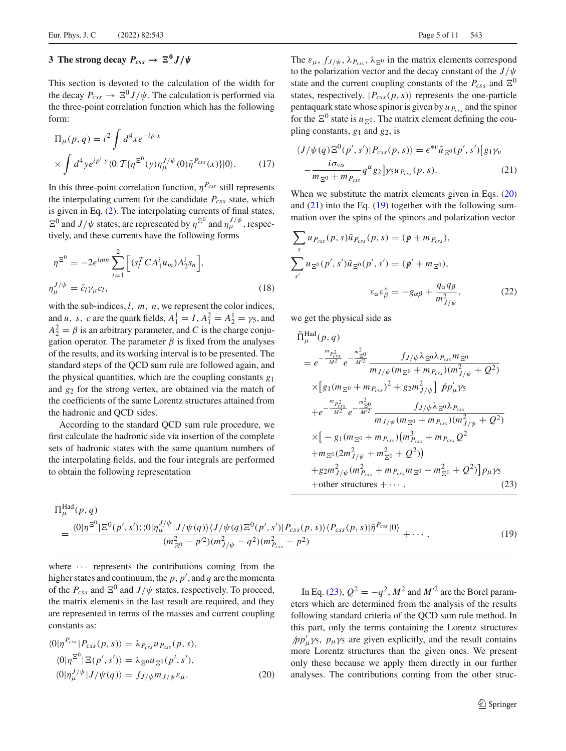## 3 The strong decay $P_{css} \rightarrow \Xi^0 J/\psi$

This section is devoted to the calculation of the width for the decay $P_{css} \rightarrow \Xi^0 J/\psi$. The calculation is performed via the three-point correlation function which has the following form:

$$
\Pi_\mu(p,q) = i^2 \int d^4x e^{-ip\cdot x} \times \int d^4y e^{ip'\cdot y} \langle 0|\mathcal{T}\{\eta^{\Xi^0}(y)\eta_\mu^{J/\psi}(0)\bar{\eta}^{P_{css}}(x)\}|0\rangle. \tag{17}
$$

In this three-point correlation function, $\eta^{P_{css}}$ still represents the interpolating current for the candidate $P_{css}$ state, which is given in Eq. (2). The interpolating currents of final states, $\Xi^0$ and $J/\psi$ states, are represented by $\eta^{\Xi^0}$ and $\eta_\mu^{J/\psi}$, respectively, and these currents have the following forms

$$
\eta^{\Xi^0} = -2\epsilon^{lmn}\sum_{i=1}^{2}\Big[(s_l^T C A_1^i u_m)A_2^i s_n\Big],
$$
$$
\eta_\mu^{J/\psi} = \bar{c}_l\gamma_\mu c_l, \tag{18}
$$

with the sub-indices, $l,\ m,\ n$, we represent the color indices, and $u,\ s,\ c$ are the quark fields, $A_1^1 = I$, $A_1^2 = A_2^1 = \gamma_5$, and $A_2^2 = \beta$ is an arbitrary parameter, and $C$ is the charge conjugation operator. The parameter $\beta$ is fixed from the analyses of the results, and its working interval is to be presented. The standard steps of the QCD sum rule are followed again, and the physical quantities, which are the coupling constants $g_1$ and $g_2$ for the strong vertex, are obtained via the match of the coefficients of the same Lorentz structures attained from the hadronic and QCD sides.

According to the standard QCD sum rule procedure, we first calculate the hadronic side via insertion of the complete sets of hadronic states with the same quantum numbers of the interpolating fields, and the four integrals are performed to obtain the following representation

$$
\Pi_\mu^{\text{Had}}(p,q) = \frac{\langle 0|\eta^{\Xi^0}|\Xi^0(p',s')\rangle\langle 0|\eta_\mu^{J/\psi}|J/\psi(q)\rangle\langle J/\psi(q)\Xi^0(p',s')|P_{css}(p,s)\rangle\langle P_{css}(p,s)|\bar{\eta}^{P_{css}}|0\rangle}{(m_{\Xi^0}^2-p'^2)(m_{J/\psi}^2-q^2)(m_{P_{css}}^2-p^2)} + \cdots, \tag{19}
$$

where $\cdots$ represents the contributions coming from the higher states and continuum, the $p$, $p'$, and $q$ are the momenta of the $P_{css}$ and $\Xi^0$ and $J/\psi$ states, respectively. To proceed, the matrix elements in the last result are required, and they are represented in terms of the masses and current coupling constants as:

$$
\langle 0|\eta^{P_{css}}|P_{css}(p,s)\rangle = \lambda_{P_{css}}u_{P_{css}}(p,s),
$$
$$
\langle 0|\eta^{\Xi^0}|\Xi(p',s')\rangle = \lambda_{\Xi^0}u_{\Xi^0}(p',s'),
$$
$$
\langle 0|\eta_\mu^{J/\psi}|J/\psi(q)\rangle = f_{J/\psi}m_{J/\psi}\varepsilon_\mu. \tag{20}
$$

The $\varepsilon_\mu$, $f_{J/\psi}$, $\lambda_{P_{css}}$, $\lambda_{\Xi^0}$ in the matrix elements correspond to the polarization vector and the decay constant of the $J/\psi$ state and the current coupling constants of the $P_{css}$ and $\Xi^0$ states, respectively. $|P_{css}(p,s)\rangle$ represents the one-particle pentaquark state whose spinor is given by $u_{P_{css}}$ and the spinor for the $\Xi^0$ state is $u_{\Xi^0}$. The matrix element defining the coupling constants, $g_1$ and $g_2$, is

$$
\langle J/\psi(q)\Xi^0(p',s')|P_{css}(p,s)\rangle = \epsilon^{*\nu}\bar{u}_{\Xi^0}(p',s')\Big[g_1\gamma_\nu - \frac{i\sigma_{\nu\alpha}}{m_{\Xi^0}+m_{P_{css}}}q^\alpha g_2\Big]\gamma_5 u_{P_{css}}(p,s). \tag{21}
$$

When we substitute the matrix elements given in Eqs. (20) and (21) into the Eq. (19) together with the following summation over the spins of the spinors and polarization vector

$$
\sum_s u_{P_{css}}(p,s)\bar{u}_{P_{css}}(p,s) = (\not{p} + m_{P_{css}}),
$$
$$
\sum_{s'} u_{\Xi^0}(p',s')\bar{u}_{\Xi^0}(p',s') = (\not{p}' + m_{\Xi^0}),
$$
$$
\varepsilon_\alpha\varepsilon_\beta^* = -g_{\alpha\beta} + \frac{q_\alpha q_\beta}{m_{J/\psi}^2}, \tag{22}
$$

we get the physical side as

$$
\begin{aligned}
\tilde{\Pi}_\mu^{\text{Had}}(p,q) &= e^{-\frac{m_{P_{css}}^2}{M^2}}e^{-\frac{m_{\Xi^0}^2}{M'^2}}\frac{f_{J/\psi}\lambda_{\Xi^0}\lambda_{P_{css}}m_{\Xi^0}}{m_{J/\psi}(m_{\Xi^0}+m_{P_{css}})(m_{J/\psi}^2+Q^2)} \\
&\times\big[g_1(m_{\Xi^0}+m_{P_{css}})^2 + g_2 m_{J/\psi}^2\big]\not{p}p'_\mu\gamma_5 \\
&+e^{-\frac{m_{P_{css}}^2}{M^2}}e^{-\frac{m_{\Xi^0}^2}{M'^2}}\frac{f_{J/\psi}\lambda_{\Xi^0}\lambda_{P_{css}}}{m_{J/\psi}(m_{\Xi^0}+m_{P_{css}})(m_{J/\psi}^2+Q^2)} \\
&\times\big[-g_1(m_{\Xi^0}+m_{P_{css}})\big(m_{P_{css}}^3 + m_{P_{css}}Q^2 \\
&+m_{\Xi^0}(2m_{J/\psi}^2 + m_{\Xi^0}^2 + Q^2)\big) \\
&+g_2 m_{J/\psi}^2(m_{P_{css}}^2 + m_{P_{css}}m_{\Xi^0} - m_{\Xi^0}^2 + Q^2)\big]p_\mu\gamma_5 \\
&+\text{other structures} + \cdots.
\end{aligned} \tag{23}
$$

In Eq. (23), $Q^2 = -q^2$, $M^2$ and $M'^2$ are the Borel parameters which are determined from the analysis of the results following standard criteria of the QCD sum rule method. In this part, only the terms containing the Lorentz structures $\not{p}p'_\mu\gamma_5$, $p_\mu\gamma_5$ are given explicitly, and the result contains more Lorentz structures than the given ones. We present only these because we apply them directly in our further analyses. The contributions coming from the other struc-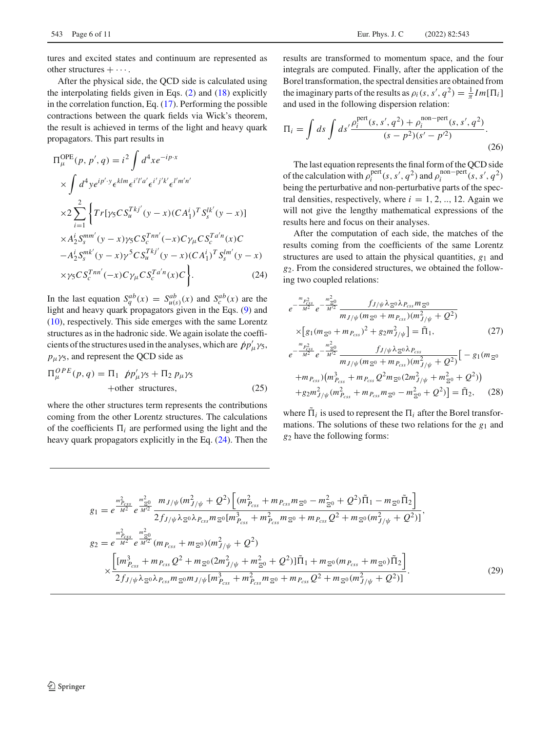tures and excited states and continuum are represented as other structures $+\cdots$.

After the physical side, the QCD side is calculated using the interpolating fields given in Eqs. (2) and (18) explicitly in the correlation function, Eq. (17). Performing the possible contractions between the quark fields via Wick's theorem, the result is achieved in terms of the light and heavy quark propagators. This part results in

$$
\begin{aligned}
\Pi_{\mu}^{\mathrm{OPE}}(p,p',q) &= i^2 \int d^4x e^{-ip\cdot x} \\
&\times \int d^4y e^{ip'\cdot y} \epsilon^{klm}\epsilon^{i'l'a'}\epsilon^{i'j'k'}\epsilon^{l'm'n'} \\
&\times 2\sum_{i=1}^{2}\Big\{ Tr[\gamma_5 C S_u^{Tkj'}(y-x)(CA_1^i)^T S_s^{lk'}(y-x)] \\
&\times A_2^i S_s^{mm'}(y-x)\gamma_5 C S_c^{Tnn'}(-x) C\gamma_\mu C S_c^{Ta'n}(x) C \\
&- A_2^i S_s^{mk'}(y-x)\gamma^5 C S_u^{Tkj'}(y-x)(CA_1^i)^T S_s^{lm'}(y-x) \\
&\times \gamma_5 C S_c^{Tnn'}(-x) C\gamma_\mu C S_c^{Ta'n}(x) C \Big\}. \qquad (24)
\end{aligned}
$$

In the last equation $S_q^{ab}(x) = S_{u(s)}^{ab}(x)$ and $S_c^{ab}(x)$ are the light and heavy quark propagators given in the Eqs. (9) and (10), respectively. This side emerges with the same Lorentz structures as in the hadronic side. We again isolate the coefficients of the structures used in the analyses, which are $\not{p}p'_\mu\gamma_5$, $p_\mu\gamma_5$, and represent the QCD side as

$$
\Pi_\mu^{OPE}(p,q) = \Pi_1 \;\not{p}p'_\mu\gamma_5 + \Pi_2\, p_\mu\gamma_5 + \text{other structures}, \qquad (25)
$$

where the other structures term represents the contributions coming from the other Lorentz structures. The calculations of the coefficients $\Pi_i$ are performed using the light and the heavy quark propagators explicitly in the Eq. (24). Then the results are transformed to momentum space, and the four integrals are computed. Finally, after the application of the Borel transformation, the spectral densities are obtained from the imaginary parts of the results as $\rho_i(s,s',q^2) = \frac{1}{\pi} Im[\Pi_i]$ and used in the following dispersion relation:

$$
\Pi_i = \int ds \int ds' \frac{\rho_i^{\mathrm{pert}}(s,s',q^2) + \rho_i^{\mathrm{non-pert}}(s,s',q^2)}{(s-p^2)(s'-p'^2)}. \qquad (26)
$$

The last equation represents the final form of the QCD side of the calculation with $\rho_i^{\mathrm{pert}}(s,s',q^2)$ and $\rho_i^{\mathrm{non-pert}}(s,s',q^2)$ being the perturbative and non-perturbative parts of the spectral densities, respectively, where $i = 1, 2, .., 12$. Again we will not give the lengthy mathematical expressions of the results here and focus on their analyses.

After the computation of each side, the matches of the results coming from the coefficients of the same Lorentz structures are used to attain the physical quantities, $g_1$ and $g_2$. From the considered structures, we obtained the following two coupled relations:

$$
\begin{aligned}
& e^{-\frac{m_{P_{css}}^2}{M^2}} e^{-\frac{m_{\Xi^0}^2}{M'^2}} \frac{f_{J/\psi}\lambda_{\Xi^0}\lambda_{P_{css}} m_{\Xi^0}}{m_{J/\psi}(m_{\Xi^0}+m_{P_{css}})(m_{J/\psi}^2+Q^2)} \\
&\times\big[g_1(m_{\Xi^0}+m_{P_{css}})^2 + g_2 m_{J/\psi}^2\big] = \tilde{\Pi}_1, \qquad (27)
\end{aligned}
$$

$$
\begin{aligned}
& e^{-\frac{m_{P_{css}}^2}{M^2}} e^{-\frac{m_{\Xi^0}^2}{M'^2}} \frac{f_{J/\psi}\lambda_{\Xi^0}\lambda_{P_{css}}}{m_{J/\psi}(m_{\Xi^0}+m_{P_{css}})(m_{J/\psi}^2+Q^2)}\big[-g_1(m_{\Xi^0} \\
&+m_{P_{css}})\big(m_{P_{css}}^3 + m_{P_{css}}Q^2 m_{\Xi^0}(2m_{J/\psi}^2 + m_{\Xi^0}^2 + Q^2)\big) \\
&+g_2 m_{J/\psi}^2(m_{P_{css}}^2 + m_{P_{css}}m_{\Xi^0} - m_{\Xi^0}^2 + Q^2)\big] = \tilde{\Pi}_2, \qquad (28)
\end{aligned}
$$

where $\tilde{\Pi}_i$ is used to represent the $\Pi_i$ after the Borel transformations. The solutions of these two relations for the $g_1$ and $g_2$ have the following forms:

$$
\begin{aligned}
g_1 &= e^{\frac{m_{P_{css}}^2}{M^2}} e^{\frac{m_{\Xi^0}^2}{M'^2}} \frac{m_{J/\psi}(m_{J/\psi}^2+Q^2)\Big[(m_{P_{css}}^2 + m_{P_{css}}m_{\Xi^0} - m_{\Xi^0}^2 + Q^2)\tilde{\Pi}_1 - m_{\Xi^0}\tilde{\Pi}_2\Big]}{2f_{J/\psi}\lambda_{\Xi^0}\lambda_{P_{css}}m_{\Xi^0}[m_{P_{css}}^3 + m_{P_{css}}^2 m_{\Xi^0} + m_{P_{css}}Q^2 + m_{\Xi^0}(m_{J/\psi}^2+Q^2)]}, \\
g_2 &= e^{\frac{m_{P_{css}}^2}{M^2}} e^{\frac{m_{\Xi^0}^2}{M'^2}} (m_{P_{css}} + m_{\Xi^0})(m_{J/\psi}^2+Q^2) \\
&\times \frac{\Big[[m_{P_{css}}^3 + m_{P_{css}}Q^2 + m_{\Xi^0}(2m_{J/\psi}^2 + m_{\Xi^0}^2 + Q^2)]\tilde{\Pi}_1 + m_{\Xi^0}(m_{P_{css}}+m_{\Xi^0})\tilde{\Pi}_2\Big]}{2f_{J/\psi}\lambda_{\Xi^0}\lambda_{P_{css}}m_{\Xi^0}m_{J/\psi}[m_{P_{css}}^3 + m_{P_{css}}^2 m_{\Xi^0} + m_{P_{css}}Q^2 + m_{\Xi^0}(m_{J/\psi}^2+Q^2)]}. \qquad (29)
\end{aligned}
$$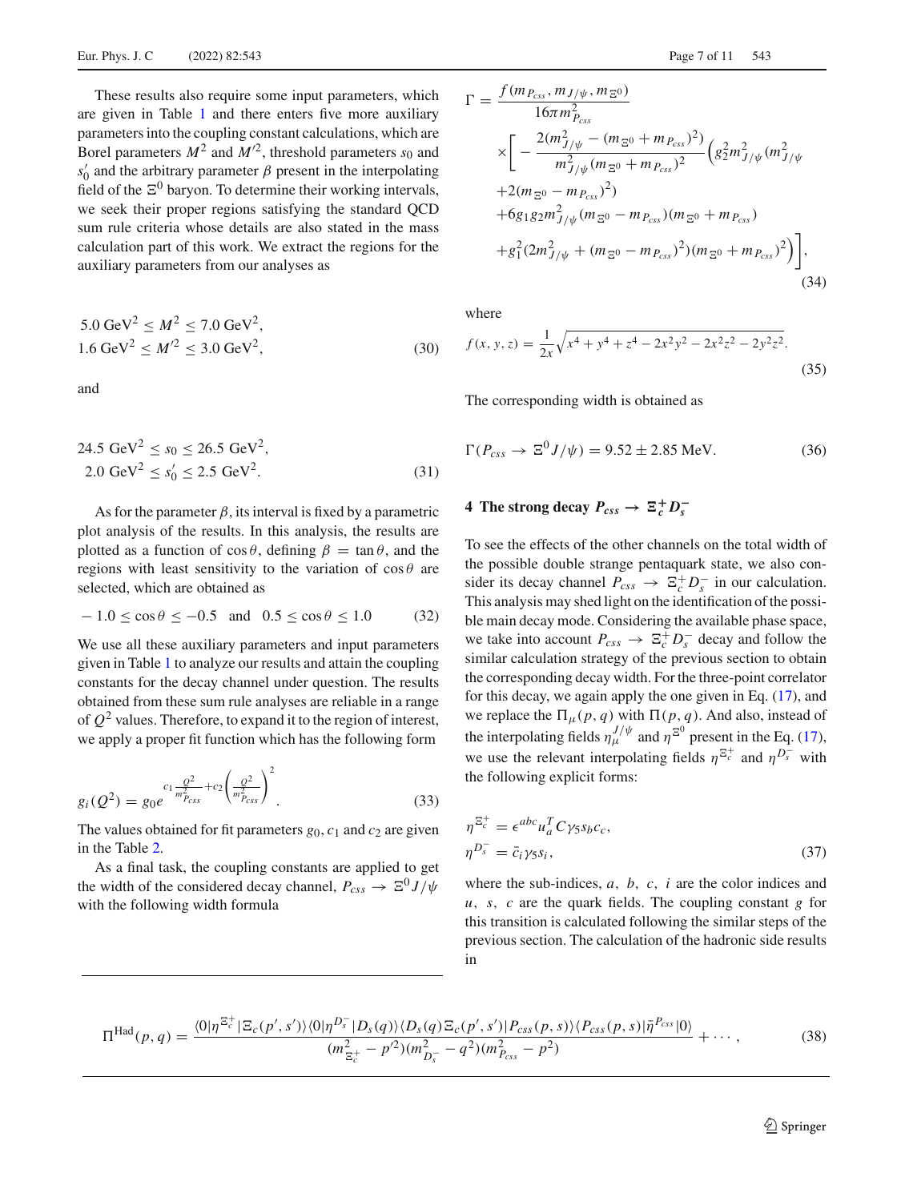These results also require some input parameters, which are given in Table 1 and there enters five more auxiliary parameters into the coupling constant calculations, which are Borel parameters $M^2$ and $M'^2$, threshold parameters $s_0$ and $s'_0$ and the arbitrary parameter $\beta$ present in the interpolating field of the $\Xi^0$ baryon. To determine their working intervals, we seek their proper regions satisfying the standard QCD sum rule criteria whose details are also stated in the mass calculation part of this work. We extract the regions for the auxiliary parameters from our analyses as

$$
\begin{aligned}
5.0\ \mathrm{GeV}^2 &\leq M^2 \leq 7.0\ \mathrm{GeV}^2,\\
1.6\ \mathrm{GeV}^2 &\leq M'^2 \leq 3.0\ \mathrm{GeV}^2,
\end{aligned}
\tag{30}
$$

and

$$
\begin{aligned}
24.5\ \mathrm{GeV}^2 &\leq s_0 \leq 26.5\ \mathrm{GeV}^2,\\
2.0\ \mathrm{GeV}^2 &\leq s'_0 \leq 2.5\ \mathrm{GeV}^2.
\end{aligned}
\tag{31}
$$

As for the parameter $\beta$, its interval is fixed by a parametric plot analysis of the results. In this analysis, the results are plotted as a function of $\cos\theta$, defining $\beta = \tan\theta$, and the regions with least sensitivity to the variation of $\cos\theta$ are selected, which are obtained as

$$
-1.0 \leq \cos\theta \leq -0.5 \quad \text{and} \quad 0.5 \leq \cos\theta \leq 1.0 \tag{32}
$$

We use all these auxiliary parameters and input parameters given in Table 1 to analyze our results and attain the coupling constants for the decay channel under question. The results obtained from these sum rule analyses are reliable in a range of $Q^2$ values. Therefore, to expand it to the region of interest, we apply a proper fit function which has the following form

$$
g_i(Q^2) = g_0 e^{c_1 \frac{Q^2}{m^2_{P_{css}}} + c_2 \left(\frac{Q^2}{m^2_{P_{css}}}\right)^2}. \tag{33}
$$

The values obtained for fit parameters $g_0$, $c_1$ and $c_2$ are given in the Table 2.

As a final task, the coupling constants are applied to get the width of the considered decay channel, $P_{css} \to \Xi^0 J/\psi$ with the following width formula

$$
\begin{aligned}
\Gamma = &\frac{f(m_{P_{css}}, m_{J/\psi}, m_{\Xi^0})}{16\pi m^2_{P_{css}}}\\
&\times\Bigg[ -\frac{2(m^2_{J/\psi} - (m_{\Xi^0} + m_{P_{css}})^2)}{m^2_{J/\psi}(m_{\Xi^0} + m_{P_{css}})^2}\Big(g_2^2 m^2_{J/\psi}(m^2_{J/\psi}\\
&+2(m_{\Xi^0} - m_{P_{css}})^2)\\
&+6 g_1 g_2 m^2_{J/\psi}(m_{\Xi^0} - m_{P_{css}})(m_{\Xi^0} + m_{P_{css}})\\
&+g_1^2(2m^2_{J/\psi} + (m_{\Xi^0} - m_{P_{css}})^2)(m_{\Xi^0} + m_{P_{css}})^2\Big)\Bigg],
\end{aligned}
\tag{34}
$$

where

$$
f(x, y, z) = \frac{1}{2x}\sqrt{x^4 + y^4 + z^4 - 2x^2y^2 - 2x^2z^2 - 2y^2z^2}. \tag{35}
$$

The corresponding width is obtained as

$$
\Gamma(P_{css} \to \Xi^0 J/\psi) = 9.52 \pm 2.85\ \mathrm{MeV}. \tag{36}
$$

## 4 The strong decay $P_{css} \to \Xi_c^+ D_s^-$

To see the effects of the other channels on the total width of the possible double strange pentaquark state, we also consider its decay channel $P_{css} \to \Xi_c^+ D_s^-$ in our calculation. This analysis may shed light on the identification of the possible main decay mode. Considering the available phase space, we take into account $P_{css} \to \Xi_c^+ D_s^-$ decay and follow the similar calculation strategy of the previous section to obtain the corresponding decay width. For the three-point correlator for this decay, we again apply the one given in Eq. (17), and we replace the $\Pi_\mu(p, q)$ with $\Pi(p, q)$. And also, instead of the interpolating fields $\eta_\mu^{J/\psi}$ and $\eta^{\Xi^0}$ present in the Eq. (17), we use the relevant interpolating fields $\eta^{\Xi_c^+}$ and $\eta^{D_s^-}$ with the following explicit forms:

$$
\begin{aligned}
\eta^{\Xi_c^+} &= \epsilon^{abc} u_a^T C\gamma_5 s_b c_c,\\
\eta^{D_s^-} &= \bar{c}_i \gamma_5 s_i,
\end{aligned}
\tag{37}
$$

where the sub-indices, $a$, $b$, $c$, $i$ are the color indices and $u$, $s$, $c$ are the quark fields. The coupling constant $g$ for this transition is calculated following the similar steps of the previous section. The calculation of the hadronic side results in

$$
\Pi^{\mathrm{Had}}(p, q) = \frac{\langle 0|\eta^{\Xi_c^+}|\Xi_c(p', s')\rangle\langle 0|\eta^{D_s^-}|D_s(q)\rangle\langle D_s(q)\Xi_c(p', s')|P_{css}(p, s)\rangle\langle P_{css}(p, s)|\bar{\eta}^{P_{css}}|0\rangle}{(m^2_{\Xi_c^+} - p'^2)(m^2_{D_s^-} - q^2)(m^2_{P_{css}} - p^2)} + \cdots, \tag{38}
$$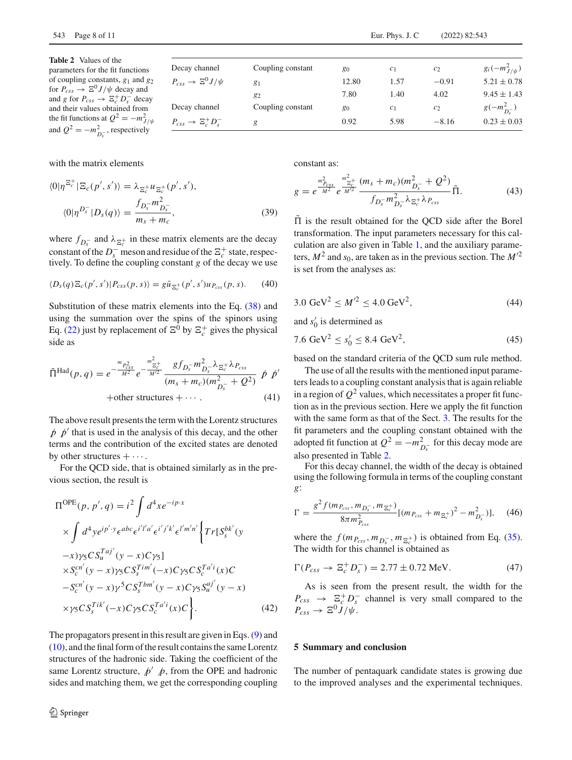**Table 2** Values of the parameters for the fit functions of coupling constants, $g_1$ and $g_2$ for $P_{css} \to \Xi^0 J/\psi$ decay and and $g$ for $P_{css} \to \Xi_c^+ D_s^-$ decay and their values obtained from the fit functions at $Q^2 = -m_{J/\psi}^2$ and $Q^2 = -m_{D_s^-}^2$, respectively

| Decay channel | Coupling constant | $g_0$ | $c_1$ | $c_2$ | $g_i(-m_{J/\psi}^2)$ |
|---|---|---|---|---|---|
| $P_{css} \to \Xi^0 J/\psi$ | $g_1$ | 12.80 | 1.57 | −0.91 | $5.21 \pm 0.78$ |
| | $g_2$ | 7.80 | 1.40 | 4.02 | $9.45 \pm 1.43$ |
| Decay channel | Coupling constant | $g_0$ | $c_1$ | $c_2$ | $g(-m_{D_s^-}^2)$ |
| $P_{css} \to \Xi_c^+ D_s^-$ | $g$ | 0.92 | 5.98 | −8.16 | $0.23 \pm 0.03$ |

with the matrix elements

$$
\langle 0|\eta^{\Xi_c^+}|\Xi_c(p',s')\rangle = \lambda_{\Xi_c^+} u_{\Xi_c^+}(p',s'),
$$
$$
\langle 0|\eta^{D_s^-}|D_s(q)\rangle = \frac{f_{D_s^-} m_{D_s^-}^2}{m_s + m_c}, \tag{39}
$$

where $f_{D_s^-}$ and $\lambda_{\Xi_c^+}$ in these matrix elements are the decay constant of the $D_s^-$ meson and residue of the $\Xi_c^+$ state, respectively. To define the coupling constant $g$ of the decay we use

$$
\langle D_s(q)\Xi_c(p',s')|P_{css}(p,s)\rangle = g\bar{u}_{\Xi_c^+}(p',s')u_{P_{css}}(p,s). \tag{40}
$$

Substitution of these matrix elements into the Eq. (38) and using the summation over the spins of the spinors using Eq. (22) just by replacement of $\Xi^0$ by $\Xi_c^+$ gives the physical side as

$$
\tilde{\Pi}^{\text{Had}}(p,q) = e^{-\frac{m_{P_{css}}^2}{M^2}} e^{-\frac{m_{\Xi_c^+}^2}{M'^2}} \frac{g f_{D_s^-} m_{D_s^-}^2 \lambda_{\Xi_c^+} \lambda_{P_{css}}}{(m_s + m_c)(m_{D_s^-}^2 + Q^2)} \not{p} \not{p}' + \text{other structures} + \cdots. \tag{41}
$$

The above result presents the term with the Lorentz structures $\not{p}\ \not{p}'$ that is used in the analysis of this decay, and the other terms and the contribution of the excited states are denoted by other structures $+\cdots$.

For the QCD side, that is obtained similarly as in the previous section, the result is

$$
\begin{aligned}
\Pi^{\text{OPE}}(p,p',q) &= i^2 \int d^4x e^{-ip\cdot x} \\
&\times \int d^4y e^{ip'\cdot y} \epsilon^{abc}\epsilon^{i'l'a'}\epsilon^{i'j'k'}\epsilon^{l'm'n'} \Big\{ Tr[S_s^{bk'}(y \\
&-x)\gamma_5 C S_u^{Taj'}(y-x) C\gamma_5] \\
&\times S_c^{cn'}(y-x)\gamma_5 C S_s^{Tim'}(-x) C\gamma_5 C S_c^{Ta'i}(x) C \\
&- S_c^{cn'}(y-x)\gamma^5 C S_s^{Tbm'}(y-x) C\gamma_5 S_u^{aj'}(y-x) \\
&\times \gamma_5 C S_s^{Tik'}(-x) C\gamma_5 C S_c^{Ta'i}(x) C \Big\}.
\end{aligned} \tag{42}
$$

The propagators present in this result are given in Eqs. (9) and (10), and the final form of the result contains the same Lorentz structures of the hadronic side. Taking the coefficient of the same Lorentz structure, $\not{p}'\ \not{p}$, from the OPE and hadronic sides and matching them, we get the corresponding coupling constant as:

$$
g = e^{\frac{m_{P_{css}}^2}{M^2}} e^{\frac{m_{\Xi_c^+}^2}{M'^2}} \frac{(m_s + m_c)(m_{D_s^-}^2 + Q^2)}{f_{D_s^-} m_{D_s^-}^2 \lambda_{\Xi_c^+} \lambda_{P_{css}}} \tilde{\Pi}. \tag{43}
$$

$\tilde{\Pi}$ is the result obtained for the QCD side after the Borel transformation. The input parameters necessary for this calculation are also given in Table 1, and the auxiliary parameters, $M^2$ and $s_0$, are taken as in the previous section. The $M'^2$ is set from the analyses as:

$$
3.0\ \text{GeV}^2 \le M'^2 \le 4.0\ \text{GeV}^2, \tag{44}
$$

and $s_0'$ is determined as

$$
7.6\ \text{GeV}^2 \le s_0' \le 8.4\ \text{GeV}^2, \tag{45}
$$

based on the standard criteria of the QCD sum rule method.

The use of all the results with the mentioned input parameters leads to a coupling constant analysis that is again reliable in a region of $Q^2$ values, which necessitates a proper fit function as in the previous section. Here we apply the fit function with the same form as that of the Sect. 3. The results for the fit parameters and the coupling constant obtained with the adopted fit function at $Q^2 = -m_{D_s^-}^2$ for this decay mode are also presented in Table 2.

For this decay channel, the width of the decay is obtained using the following formula in terms of the coupling constant $g$:

$$
\Gamma = \frac{g^2 f(m_{P_{css}}, m_{D_s^-}, m_{\Xi_c^+})}{8\pi m_{P_{css}}^2}[(m_{P_{css}} + m_{\Xi_c^+})^2 - m_{D_s^-}^2)], \tag{46}
$$

where the $f(m_{P_{css}}, m_{D_s^-}, m_{\Xi_c^+})$ is obtained from Eq. (35). The width for this channel is obtained as

$$
\Gamma(P_{css} \to \Xi_c^+ D_s^-) = 2.77 \pm 0.72\ \text{MeV}. \tag{47}
$$

As is seen from the present result, the width for the $P_{css} \to \Xi_c^+ D_s^-$ channel is very small compared to the $P_{css} \to \Xi^0 J/\psi$.

## 5 Summary and conclusion

The number of pentaquark candidate states is growing due to the improved analyses and the experimental techniques.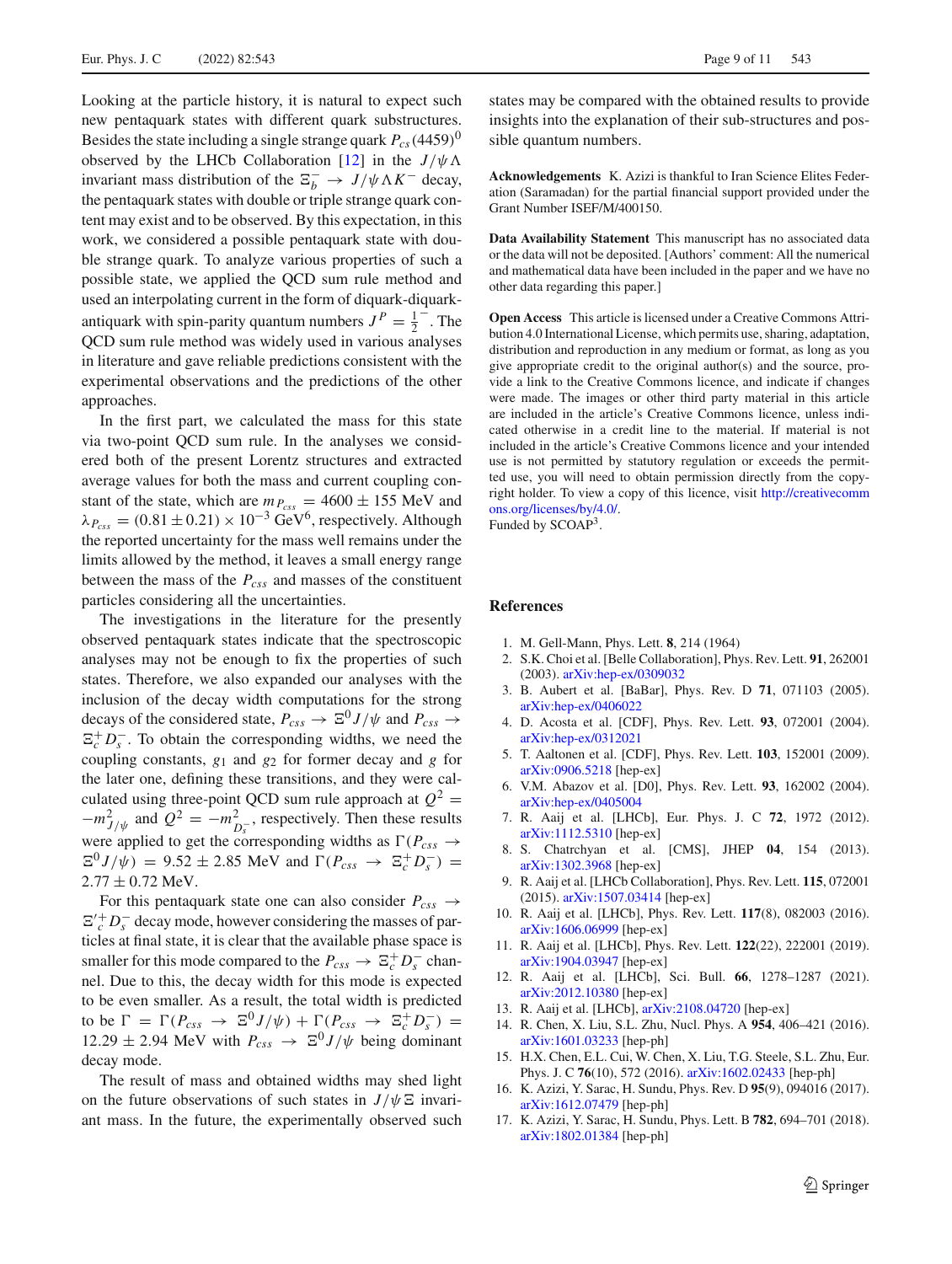Looking at the particle history, it is natural to expect such new pentaquark states with different quark substructures. Besides the state including a single strange quark $P_{cs}(4459)^0$ observed by the LHCb Collaboration [12] in the $J/\psi\Lambda$ invariant mass distribution of the $\Xi_b^- \to J/\psi\Lambda K^-$ decay, the pentaquark states with double or triple strange quark content may exist and to be observed. By this expectation, in this work, we considered a possible pentaquark state with double strange quark. To analyze various properties of such a possible state, we applied the QCD sum rule method and used an interpolating current in the form of diquark-diquark-antiquark with spin-parity quantum numbers $J^P = \frac{1}{2}^-$. The QCD sum rule method was widely used in various analyses in literature and gave reliable predictions consistent with the experimental observations and the predictions of the other approaches.

In the first part, we calculated the mass for this state via two-point QCD sum rule. In the analyses we considered both of the present Lorentz structures and extracted average values for both the mass and current coupling constant of the state, which are $m_{P_{css}} = 4600 \pm 155$ MeV and $\lambda_{P_{css}} = (0.81 \pm 0.21) \times 10^{-3}$ GeV$^6$, respectively. Although the reported uncertainty for the mass well remains under the limits allowed by the method, it leaves a small energy range between the mass of the $P_{css}$ and masses of the constituent particles considering all the uncertainties.

The investigations in the literature for the presently observed pentaquark states indicate that the spectroscopic analyses may not be enough to fix the properties of such states. Therefore, we also expanded our analyses with the inclusion of the decay width computations for the strong decays of the considered state, $P_{css} \to \Xi^0 J/\psi$ and $P_{css} \to \Xi_c^+ D_s^-$. To obtain the corresponding widths, we need the coupling constants, $g_1$ and $g_2$ for former decay and $g$ for the later one, defining these transitions, and they were calculated using three-point QCD sum rule approach at $Q^2 = -m_{J/\psi}^2$ and $Q^2 = -m_{D_s^-}^2$, respectively. Then these results were applied to get the corresponding widths as $\Gamma(P_{css} \to \Xi^0 J/\psi) = 9.52 \pm 2.85$ MeV and $\Gamma(P_{css} \to \Xi_c^+ D_s^-) = 2.77 \pm 0.72$ MeV.

For this pentaquark state one can also consider $P_{css} \to \Xi_c^{\prime +} D_s^-$ decay mode, however considering the masses of particles at final state, it is clear that the available phase space is smaller for this mode compared to the $P_{css} \to \Xi_c^+ D_s^-$ channel. Due to this, the decay width for this mode is expected to be even smaller. As a result, the total width is predicted to be $\Gamma = \Gamma(P_{css} \to \Xi^0 J/\psi) + \Gamma(P_{css} \to \Xi_c^+ D_s^-) = 12.29 \pm 2.94$ MeV with $P_{css} \to \Xi^0 J/\psi$ being dominant decay mode.

The result of mass and obtained widths may shed light on the future observations of such states in $J/\psi\Xi$ invariant mass. In the future, the experimentally observed such states may be compared with the obtained results to provide insights into the explanation of their sub-structures and possible quantum numbers.

**Acknowledgements** K. Azizi is thankful to Iran Science Elites Federation (Saramadan) for the partial financial support provided under the Grant Number ISEF/M/400150.

**Data Availability Statement** This manuscript has no associated data or the data will not be deposited. [Authors' comment: All the numerical and mathematical data have been included in the paper and we have no other data regarding this paper.]

**Open Access** This article is licensed under a Creative Commons Attribution 4.0 International License, which permits use, sharing, adaptation, distribution and reproduction in any medium or format, as long as you give appropriate credit to the original author(s) and the source, provide a link to the Creative Commons licence, and indicate if changes were made. The images or other third party material in this article are included in the article's Creative Commons licence, unless indicated otherwise in a credit line to the material. If material is not included in the article's Creative Commons licence and your intended use is not permitted by statutory regulation or exceeds the permitted use, you will need to obtain permission directly from the copyright holder. To view a copy of this licence, visit http://creativecommons.org/licenses/by/4.0/.
Funded by SCOAP[3].

## References

1. M. Gell-Mann, Phys. Lett. **8**, 214 (1964)
2. S.K. Choi et al. [Belle Collaboration], Phys. Rev. Lett. **91**, 262001 (2003). arXiv:hep-ex/0309032
3. B. Aubert et al. [BaBar], Phys. Rev. D **71**, 071103 (2005). arXiv:hep-ex/0406022
4. D. Acosta et al. [CDF], Phys. Rev. Lett. **93**, 072001 (2004). arXiv:hep-ex/0312021
5. T. Aaltonen et al. [CDF], Phys. Rev. Lett. **103**, 152001 (2009). arXiv:0906.5218 [hep-ex]
6. V.M. Abazov et al. [D0], Phys. Rev. Lett. **93**, 162002 (2004). arXiv:hep-ex/0405004
7. R. Aaij et al. [LHCb], Eur. Phys. J. C **72**, 1972 (2012). arXiv:1112.5310 [hep-ex]
8. S. Chatrchyan et al. [CMS], JHEP **04**, 154 (2013). arXiv:1302.3968 [hep-ex]
9. R. Aaij et al. [LHCb Collaboration], Phys. Rev. Lett. **115**, 072001 (2015). arXiv:1507.03414 [hep-ex]
10. R. Aaij et al. [LHCb], Phys. Rev. Lett. **117**(8), 082003 (2016). arXiv:1606.06999 [hep-ex]
11. R. Aaij et al. [LHCb], Phys. Rev. Lett. **122**(22), 222001 (2019). arXiv:1904.03947 [hep-ex]
12. R. Aaij et al. [LHCb], Sci. Bull. **66**, 1278–1287 (2021). arXiv:2012.10380 [hep-ex]
13. R. Aaij et al. [LHCb], arXiv:2108.04720 [hep-ex]
14. R. Chen, X. Liu, S.L. Zhu, Nucl. Phys. A **954**, 406–421 (2016). arXiv:1601.03233 [hep-ph]
15. H.X. Chen, E.L. Cui, W. Chen, X. Liu, T.G. Steele, S.L. Zhu, Eur. Phys. J. C **76**(10), 572 (2016). arXiv:1602.02433 [hep-ph]
16. K. Azizi, Y. Sarac, H. Sundu, Phys. Rev. D **95**(9), 094016 (2017). arXiv:1612.07479 [hep-ph]
17. K. Azizi, Y. Sarac, H. Sundu, Phys. Lett. B **782**, 694–701 (2018). arXiv:1802.01384 [hep-ph]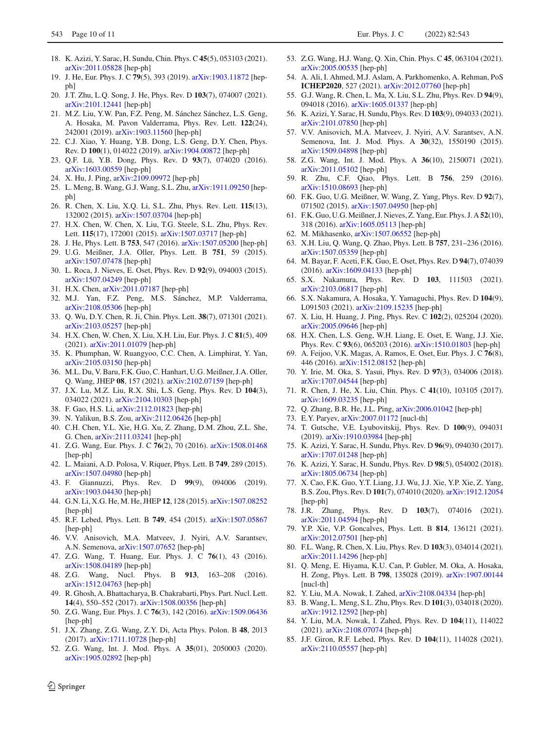18. K. Azizi, Y. Sarac, H. Sundu, Chin. Phys. C **45**(5), 053103 (2021). arXiv:2011.05828 [hep-ph]
19. J. He, Eur. Phys. J. C **79**(5), 393 (2019). arXiv:1903.11872 [hep-ph]
20. J.T. Zhu, L.Q. Song, J. He, Phys. Rev. D **103**(7), 074007 (2021). arXiv:2101.12441 [hep-ph]
21. M.Z. Liu, Y.W. Pan, F.Z. Peng, M. Sánchez Sánchez, L.S. Geng, A. Hosaka, M. Pavon Valderrama, Phys. Rev. Lett. **122**(24), 242001 (2019). arXiv:1903.11560 [hep-ph]
22. C.J. Xiao, Y. Huang, Y.B. Dong, L.S. Geng, D.Y. Chen, Phys. Rev. D **100**(1), 014022 (2019). arXiv:1904.00872 [hep-ph]
23. Q.F. Lü, Y.B. Dong, Phys. Rev. D **93**(7), 074020 (2016). arXiv:1603.00559 [hep-ph]
24. X. Hu, J. Ping, arXiv:2109.09972 [hep-ph]
25. L. Meng, B. Wang, G.J. Wang, S.L. Zhu, arXiv:1911.09250 [hep-ph]
26. R. Chen, X. Liu, X.Q. Li, S.L. Zhu, Phys. Rev. Lett. **115**(13), 132002 (2015). arXiv:1507.03704 [hep-ph]
27. H.X. Chen, W. Chen, X. Liu, T.G. Steele, S.L. Zhu, Phys. Rev. Lett. **115**(17), 172001 (2015). arXiv:1507.03717 [hep-ph]
28. J. He, Phys. Lett. B **753**, 547 (2016). arXiv:1507.05200 [hep-ph]
29. U.G. Meißner, J.A. Oller, Phys. Lett. B **751**, 59 (2015). arXiv:1507.07478 [hep-ph]
30. L. Roca, J. Nieves, E. Oset, Phys. Rev. D **92**(9), 094003 (2015). arXiv:1507.04249 [hep-ph]
31. H.X. Chen, arXiv:2011.07187 [hep-ph]
32. M.J. Yan, F.Z. Peng, M.S. Sánchez, M.P. Valderrama, arXiv:2108.05306 [hep-ph]
33. Q. Wu, D.Y. Chen, R. Ji, Chin. Phys. Lett. **38**(7), 071301 (2021). arXiv:2103.05257 [hep-ph]
34. H.X. Chen, W. Chen, X. Liu, X.H. Liu, Eur. Phys. J. C **81**(5), 409 (2021). arXiv:2011.01079 [hep-ph]
35. K. Phumphan, W. Ruangyoo, C.C. Chen, A. Limphirat, Y. Yan, arXiv:2105.03150 [hep-ph]
36. M.L. Du, V. Baru, F.K. Guo, C. Hanhart, U.G. Meißner, J.A. Oller, Q. Wang, JHEP **08**, 157 (2021). arXiv:2102.07159 [hep-ph]
37. J.X. Lu, M.Z. Liu, R.X. Shi, L.S. Geng, Phys. Rev. D **104**(3), 034022 (2021). arXiv:2104.10303 [hep-ph]
38. F. Gao, H.S. Li, arXiv:2112.01823 [hep-ph]
39. N. Yalikun, B.S. Zou, arXiv:2112.06426 [hep-ph]
40. C.H. Chen, Y.L. Xie, H.G. Xu, Z. Zhang, D.M. Zhou, Z.L. She, G. Chen, arXiv:2111.03241 [hep-ph]
41. Z.G. Wang, Eur. Phys. J. C **76**(2), 70 (2016). arXiv:1508.01468 [hep-ph]
42. L. Maiani, A.D. Polosa, V. Riquer, Phys. Lett. B **749**, 289 (2015). arXiv:1507.04980 [hep-ph]
43. F. Giannuzzi, Phys. Rev. D **99**(9), 094006 (2019). arXiv:1903.04430 [hep-ph]
44. G.N. Li, X.G. He, M. He, JHEP **12**, 128 (2015). arXiv:1507.08252 [hep-ph]
45. R.F. Lebed, Phys. Lett. B **749**, 454 (2015). arXiv:1507.05867 [hep-ph]
46. V.V. Anisovich, M.A. Matveev, J. Nyiri, A.V. Sarantsev, A.N. Semenova, arXiv:1507.07652 [hep-ph]
47. Z.G. Wang, T. Huang, Eur. Phys. J. C **76**(1), 43 (2016). arXiv:1508.04189 [hep-ph]
48. Z.G. Wang, Nucl. Phys. B **913**, 163–208 (2016). arXiv:1512.04763 [hep-ph]
49. R. Ghosh, A. Bhattacharya, B. Chakrabarti, Phys. Part. Nucl. Lett. **14**(4), 550–552 (2017). arXiv:1508.00356 [hep-ph]
50. Z.G. Wang, Eur. Phys. J. C **76**(3), 142 (2016). arXiv:1509.06436 [hep-ph]
51. J.X. Zhang, Z.G. Wang, Z.Y. Di, Acta Phys. Polon. B **48**, 2013 (2017). arXiv:1711.10728 [hep-ph]
52. Z.G. Wang, Int. J. Mod. Phys. A **35**(01), 2050003 (2020). arXiv:1905.02892 [hep-ph]
53. Z.G. Wang, H.J. Wang, Q. Xin, Chin. Phys. C **45**, 063104 (2021). arXiv:2005.00535 [hep-ph]
54. A. Ali, I. Ahmed, M.J. Aslam, A. Parkhomenko, A. Rehman, PoS **ICHEP2020**, 527 (2021). arXiv:2012.07760 [hep-ph]
55. G.J. Wang, R. Chen, L. Ma, X. Liu, S.L. Zhu, Phys. Rev. D **94**(9), 094018 (2016). arXiv:1605.01337 [hep-ph]
56. K. Azizi, Y. Sarac, H. Sundu, Phys. Rev. D **103**(9), 094033 (2021). arXiv:2101.07850 [hep-ph]
57. V.V. Anisovich, M.A. Matveev, J. Nyiri, A.V. Sarantsev, A.N. Semenova, Int. J. Mod. Phys. A **30**(32), 1550190 (2015). arXiv:1509.04898 [hep-ph]
58. Z.G. Wang, Int. J. Mod. Phys. A **36**(10), 2150071 (2021). arXiv:2011.05102 [hep-ph]
59. R. Zhu, C.F. Qiao, Phys. Lett. B **756**, 259 (2016). arXiv:1510.08693 [hep-ph]
60. F.K. Guo, U.G. Meißner, W. Wang, Z. Yang, Phys. Rev. D **92**(7), 071502 (2015). arXiv:1507.04950 [hep-ph]
61. F.K. Guo, U.G. Meißner, J. Nieves, Z. Yang, Eur. Phys. J. A **52**(10), 318 (2016). arXiv:1605.05113 [hep-ph]
62. M. Mikhasenko, arXiv:1507.06552 [hep-ph]
63. X.H. Liu, Q. Wang, Q. Zhao, Phys. Lett. B **757**, 231–236 (2016). arXiv:1507.05359 [hep-ph]
64. M. Bayar, F. Aceti, F.K. Guo, E. Oset, Phys. Rev. D **94**(7), 074039 (2016). arXiv:1609.04133 [hep-ph]
65. S.X. Nakamura, Phys. Rev. D **103**, 111503 (2021). arXiv:2103.06817 [hep-ph]
66. S.X. Nakamura, A. Hosaka, Y. Yamaguchi, Phys. Rev. D **104**(9), L091503 (2021). arXiv:2109.15235 [hep-ph]
67. X. Liu, H. Huang, J. Ping, Phys. Rev. C **102**(2), 025204 (2020). arXiv:2005.09646 [hep-ph]
68. H.X. Chen, L.S. Geng, W.H. Liang, E. Oset, E. Wang, J.J. Xie, Phys. Rev. C **93**(6), 065203 (2016). arXiv:1510.01803 [hep-ph]
69. A. Feijoo, V.K. Magas, A. Ramos, E. Oset, Eur. Phys. J. C **76**(8), 446 (2016). arXiv:1512.08152 [hep-ph]
70. Y. Irie, M. Oka, S. Yasui, Phys. Rev. D **97**(3), 034006 (2018). arXiv:1707.04544 [hep-ph]
71. R. Chen, J. He, X. Liu, Chin. Phys. C **41**(10), 103105 (2017). arXiv:1609.03235 [hep-ph]
72. Q. Zhang, B.R. He, J.L. Ping, arXiv:2006.01042 [hep-ph]
73. E.Y. Paryev, arXiv:2007.01172 [nucl-th]
74. T. Gutsche, V.E. Lyubovitskij, Phys. Rev. D **100**(9), 094031 (2019). arXiv:1910.03984 [hep-ph]
75. K. Azizi, Y. Sarac, H. Sundu, Phys. Rev. D **96**(9), 094030 (2017). arXiv:1707.01248 [hep-ph]
76. K. Azizi, Y. Sarac, H. Sundu, Phys. Rev. D **98**(5), 054002 (2018). arXiv:1805.06734 [hep-ph]
77. X. Cao, F.K. Guo, Y.T. Liang, J.J. Wu, J.J. Xie, Y.P. Xie, Z. Yang, B.S. Zou, Phys. Rev. D **101**(7), 074010 (2020). arXiv:1912.12054 [hep-ph]
78. J.R. Zhang, Phys. Rev. D **103**(7), 074016 (2021). arXiv:2011.04594 [hep-ph]
79. Y.P. Xie, V.P. Goncalves, Phys. Lett. B **814**, 136121 (2021). arXiv:2012.07501 [hep-ph]
80. F.L. Wang, R. Chen, X. Liu, Phys. Rev. D **103**(3), 034014 (2021). arXiv:2011.14296 [hep-ph]
81. Q. Meng, E. Hiyama, K.U. Can, P. Gubler, M. Oka, A. Hosaka, H. Zong, Phys. Lett. B **798**, 135028 (2019). arXiv:1907.00144 [nucl-th]
82. Y. Liu, M.A. Nowak, I. Zahed, arXiv:2108.04334 [hep-ph]
83. B. Wang, L. Meng, S.L. Zhu, Phys. Rev. D **101**(3), 034018 (2020). arXiv:1912.12592 [hep-ph]
84. Y. Liu, M.A. Nowak, I. Zahed, Phys. Rev. D **104**(11), 114022 (2021). arXiv:2108.07074 [hep-ph]
85. J.F. Giron, R.F. Lebed, Phys. Rev. D **104**(11), 114028 (2021). arXiv:2110.05557 [hep-ph]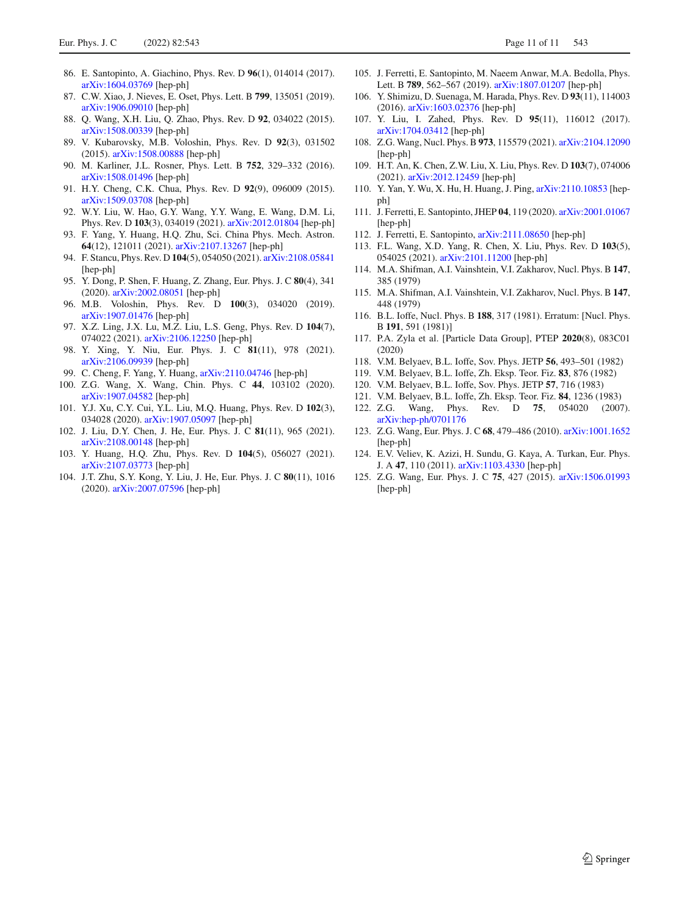86. E. Santopinto, A. Giachino, Phys. Rev. D **96**(1), 014014 (2017). arXiv:1604.03769 [hep-ph]
87. C.W. Xiao, J. Nieves, E. Oset, Phys. Lett. B **799**, 135051 (2019). arXiv:1906.09010 [hep-ph]
88. Q. Wang, X.H. Liu, Q. Zhao, Phys. Rev. D **92**, 034022 (2015). arXiv:1508.00339 [hep-ph]
89. V. Kubarovsky, M.B. Voloshin, Phys. Rev. D **92**(3), 031502 (2015). arXiv:1508.00888 [hep-ph]
90. M. Karliner, J.L. Rosner, Phys. Lett. B **752**, 329–332 (2016). arXiv:1508.01496 [hep-ph]
91. H.Y. Cheng, C.K. Chua, Phys. Rev. D **92**(9), 096009 (2015). arXiv:1509.03708 [hep-ph]
92. W.Y. Liu, W. Hao, G.Y. Wang, Y.Y. Wang, E. Wang, D.M. Li, Phys. Rev. D **103**(3), 034019 (2021). arXiv:2012.01804 [hep-ph]
93. F. Yang, Y. Huang, H.Q. Zhu, Sci. China Phys. Mech. Astron. **64**(12), 121011 (2021). arXiv:2107.13267 [hep-ph]
94. F. Stancu, Phys. Rev. D **104**(5), 054050 (2021). arXiv:2108.05841 [hep-ph]
95. Y. Dong, P. Shen, F. Huang, Z. Zhang, Eur. Phys. J. C **80**(4), 341 (2020). arXiv:2002.08051 [hep-ph]
96. M.B. Voloshin, Phys. Rev. D **100**(3), 034020 (2019). arXiv:1907.01476 [hep-ph]
97. X.Z. Ling, J.X. Lu, M.Z. Liu, L.S. Geng, Phys. Rev. D **104**(7), 074022 (2021). arXiv:2106.12250 [hep-ph]
98. Y. Xing, Y. Niu, Eur. Phys. J. C **81**(11), 978 (2021). arXiv:2106.09939 [hep-ph]
99. C. Cheng, F. Yang, Y. Huang, arXiv:2110.04746 [hep-ph]
100. Z.G. Wang, X. Wang, Chin. Phys. C **44**, 103102 (2020). arXiv:1907.04582 [hep-ph]
101. Y.J. Xu, C.Y. Cui, Y.L. Liu, M.Q. Huang, Phys. Rev. D **102**(3), 034028 (2020). arXiv:1907.05097 [hep-ph]
102. J. Liu, D.Y. Chen, J. He, Eur. Phys. J. C **81**(11), 965 (2021). arXiv:2108.00148 [hep-ph]
103. Y. Huang, H.Q. Zhu, Phys. Rev. D **104**(5), 056027 (2021). arXiv:2107.03773 [hep-ph]
104. J.T. Zhu, S.Y. Kong, Y. Liu, J. He, Eur. Phys. J. C **80**(11), 1016 (2020). arXiv:2007.07596 [hep-ph]
105. J. Ferretti, E. Santopinto, M. Naeem Anwar, M.A. Bedolla, Phys. Lett. B **789**, 562–567 (2019). arXiv:1807.01207 [hep-ph]
106. Y. Shimizu, D. Suenaga, M. Harada, Phys. Rev. D **93**(11), 114003 (2016). arXiv:1603.02376 [hep-ph]
107. Y. Liu, I. Zahed, Phys. Rev. D **95**(11), 116012 (2017). arXiv:1704.03412 [hep-ph]
108. Z.G. Wang, Nucl. Phys. B **973**, 115579 (2021). arXiv:2104.12090 [hep-ph]
109. H.T. An, K. Chen, Z.W. Liu, X. Liu, Phys. Rev. D **103**(7), 074006 (2021). arXiv:2012.12459 [hep-ph]
110. Y. Yan, Y. Wu, X. Hu, H. Huang, J. Ping, arXiv:2110.10853 [hep-ph]
111. J. Ferretti, E. Santopinto, JHEP **04**, 119 (2020). arXiv:2001.01067 [hep-ph]
112. J. Ferretti, E. Santopinto, arXiv:2111.08650 [hep-ph]
113. F.L. Wang, X.D. Yang, R. Chen, X. Liu, Phys. Rev. D **103**(5), 054025 (2021). arXiv:2101.11200 [hep-ph]
114. M.A. Shifman, A.I. Vainshtein, V.I. Zakharov, Nucl. Phys. B **147**, 385 (1979)
115. M.A. Shifman, A.I. Vainshtein, V.I. Zakharov, Nucl. Phys. B **147**, 448 (1979)
116. B.L. Ioffe, Nucl. Phys. B **188**, 317 (1981). Erratum: [Nucl. Phys. B **191**, 591 (1981)]
117. P.A. Zyla et al. [Particle Data Group], PTEP **2020**(8), 083C01 (2020)
118. V.M. Belyaev, B.L. Ioffe, Sov. Phys. JETP **56**, 493–501 (1982)
119. V.M. Belyaev, B.L. Ioffe, Zh. Eksp. Teor. Fiz. **83**, 876 (1982)
120. V.M. Belyaev, B.L. Ioffe, Sov. Phys. JETP **57**, 716 (1983)
121. V.M. Belyaev, B.L. Ioffe, Zh. Eksp. Teor. Fiz. **84**, 1236 (1983)
122. Z.G. Wang, Phys. Rev. D **75**, 054020 (2007). arXiv:hep-ph/0701176
123. Z.G. Wang, Eur. Phys. J. C **68**, 479–486 (2010). arXiv:1001.1652 [hep-ph]
124. E.V. Veliev, K. Azizi, H. Sundu, G. Kaya, A. Turkan, Eur. Phys. J. A **47**, 110 (2011). arXiv:1103.4330 [hep-ph]
125. Z.G. Wang, Eur. Phys. J. C **75**, 427 (2015). arXiv:1506.01993 [hep-ph]